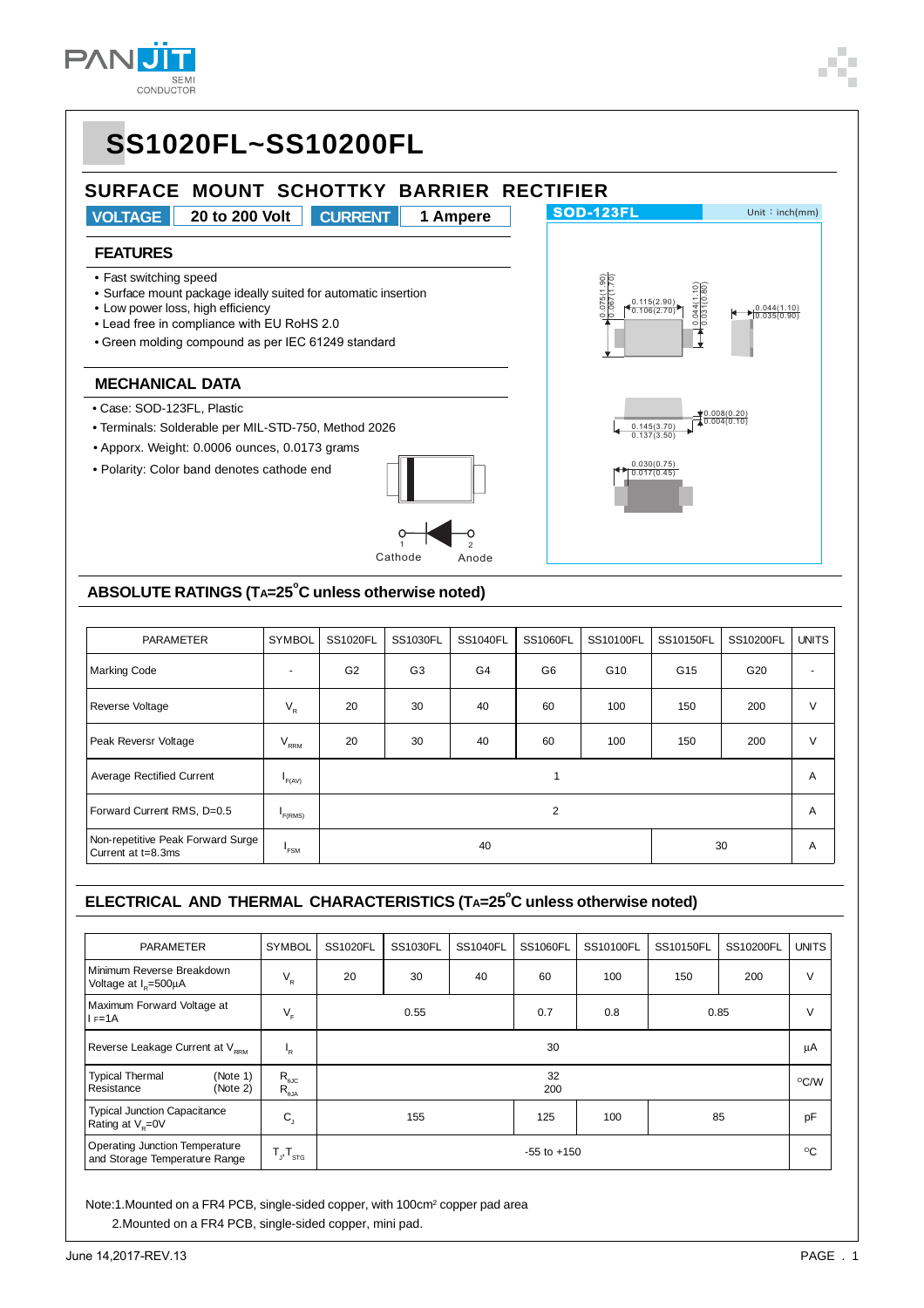# SS1020FL~SS10200FL

## SURFACE MOUNT SCHOTTKY BARRIER RECTIFIER

| VOLTAGE | 20 to 200 Volt | CURRENT | 1 Ampere |
|---|---|---|---|

SOD-123FL — Unit : inch(mm)

### FEATURES

- Fast switching speed
- Surface mount package ideally suited for automatic insertion
- Low power loss, high efficiency
- Lead free in compliance with EU RoHS 2.0
- Green molding compound as per IEC 61249 standard

### MECHANICAL DATA

- Case: SOD-123FL, Plastic
- Terminals: Solderable per MIL-STD-750, Method 2026
- Apporx. Weight: 0.0006 ounces, 0.0173 grams
- Polarity: Color band denotes cathode end

1 Cathode — 2 Anode

0.075(1.90) 0.067(1.70); 0.115(2.90) 0.106(2.70); 0.044(1.10) 0.031(0.80); 0.044(1.10) 0.035(0.90); 0.145(3.70) 0.137(3.50); 0.008(0.20) 0.004(0.10); 0.030(0.75) 0.017(0.45)

## ABSOLUTE RATINGS ($T_A$=25°C unless otherwise noted)

| PARAMETER | SYMBOL | SS1020FL | SS1030FL | SS1040FL | SS1060FL | SS10100FL | SS10150FL | SS10200FL | UNITS |
|---|---|---|---|---|---|---|---|---|---|
| Marking Code | - | G2 | G3 | G4 | G6 | G10 | G15 | G20 | - |
| Reverse Voltage | $V_R$ | 20 | 30 | 40 | 60 | 100 | 150 | 200 | V |
| Peak Reversr Voltage | $V_{RRM}$ | 20 | 30 | 40 | 60 | 100 | 150 | 200 | V |
| Average Rectified Current | $I_{F(AV)}$ | 1 | | | | | | | A |
| Forward Current RMS, D=0.5 | $I_{F(RMS)}$ | 2 | | | | | | | A |
| Non-repetitive Peak Forward Surge Current at t=8.3ms | $I_{FSM}$ | 40 | | | | | 30 | | A |

## ELECTRICAL AND THERMAL CHARACTERISTICS ($T_A$=25°C unless otherwise noted)

| PARAMETER | SYMBOL | SS1020FL | SS1030FL | SS1040FL | SS1060FL | SS10100FL | SS10150FL | SS10200FL | UNITS |
|---|---|---|---|---|---|---|---|---|---|
| Minimum Reverse Breakdown Voltage at $I_R$=500μA | $V_R$ | 20 | 30 | 40 | 60 | 100 | 150 | 200 | V |
| Maximum Forward Voltage at $I_F$=1A | $V_F$ | 0.55 | | | 0.7 | 0.8 | 0.85 | | V |
| Reverse Leakage Current at $V_{RRM}$ | $I_R$ | 30 | | | | | | | μA |
| Typical Thermal Resistance (Note 1) (Note 2) | $R_{\theta JC}$ $R_{\theta JA}$ | 32 200 | | | | | | | °C/W |
| Typical Junction Capacitance Rating at $V_R$=0V | $C_J$ | 155 | | | 125 | 100 | 85 | | pF |
| Operating Junction Temperature and Storage Temperature Range | $T_J$,$T_{STG}$ | -55 to +150 | | | | | | | °C |

Note:1.Mounted on a FR4 PCB, single-sided copper, with 100cm² copper pad area

2.Mounted on a FR4 PCB, single-sided copper, mini pad.

June 14,2017-REV.13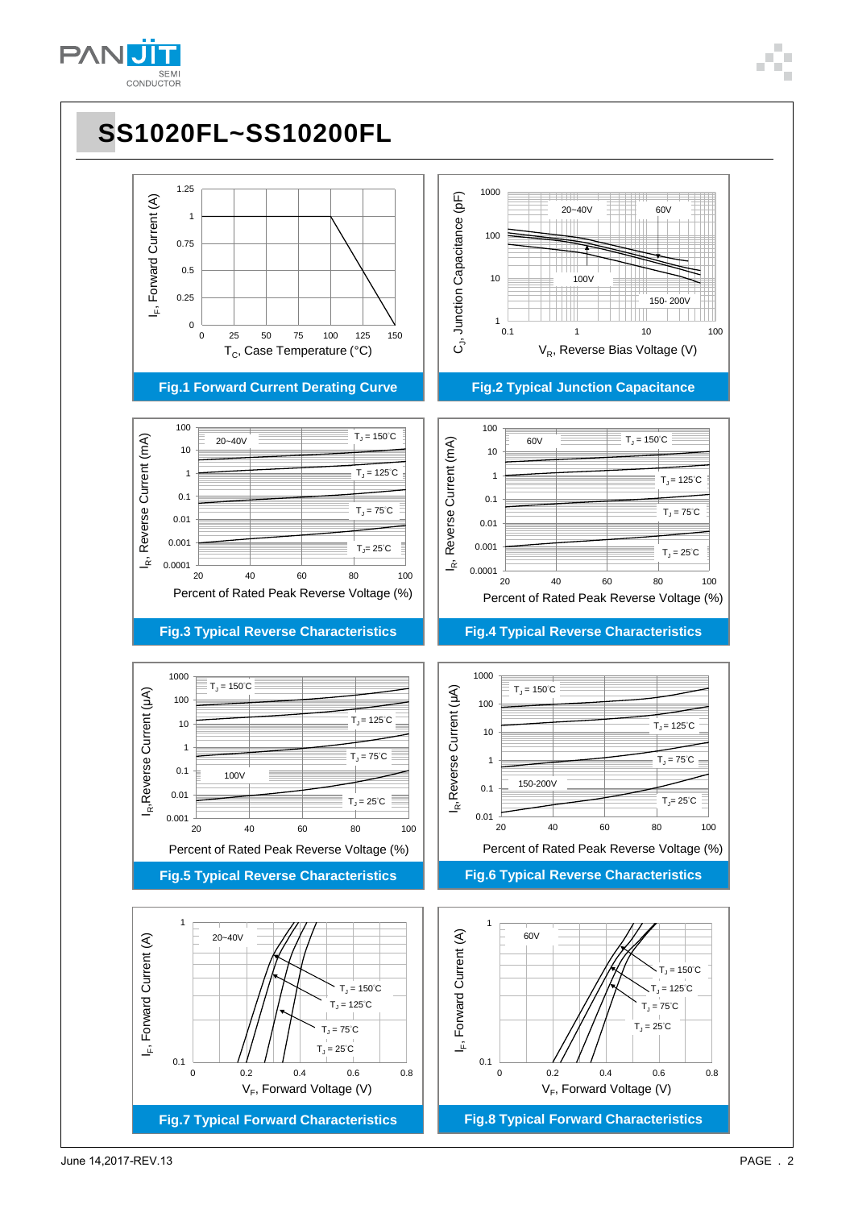# SS1020FL~SS10200FL

Fig.1 Forward Current Derating Curve

Fig.2 Typical Junction Capacitance

Fig.3 Typical Reverse Characteristics

Fig.4 Typical Reverse Characteristics

Fig.5 Typical Reverse Characteristics

Fig.6 Typical Reverse Characteristics

Fig.7 Typical Forward Characteristics

Fig.8 Typical Forward Characteristics

June 14,2017-REV.13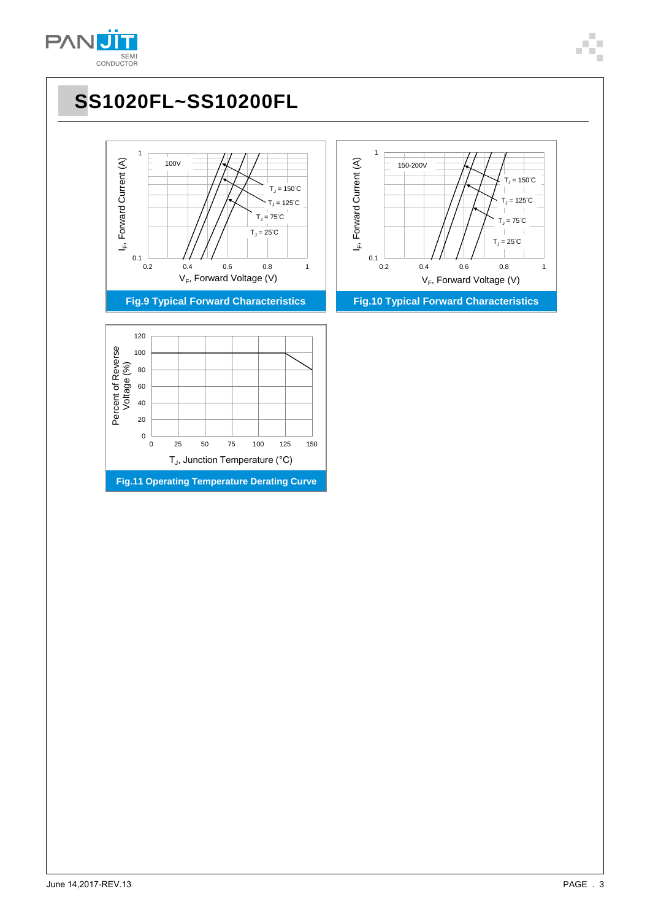# SS1020FL~SS10200FL

$I_F$, Forward Current (A)

100V

$T_J$ = 150°C

$T_J$ = 125°C

$T_J$ = 75°C

$T_J$ = 25°C

$V_F$, Forward Voltage (V)

**Fig.9 Typical Forward Characteristics**

$I_F$, Forward Current (A)

150-200V

$T_J$ = 150°C

$T_J$ = 125°C

$T_J$ = 75°C

$T_J$ = 25°C

$V_F$, Forward Voltage (V)

**Fig.10 Typical Forward Characteristics**

Percent of Reverse Voltage (%)

$T_J$, Junction Temperature (°C)

**Fig.11 Operating Temperature Derating Curve**

June 14,2017-REV.13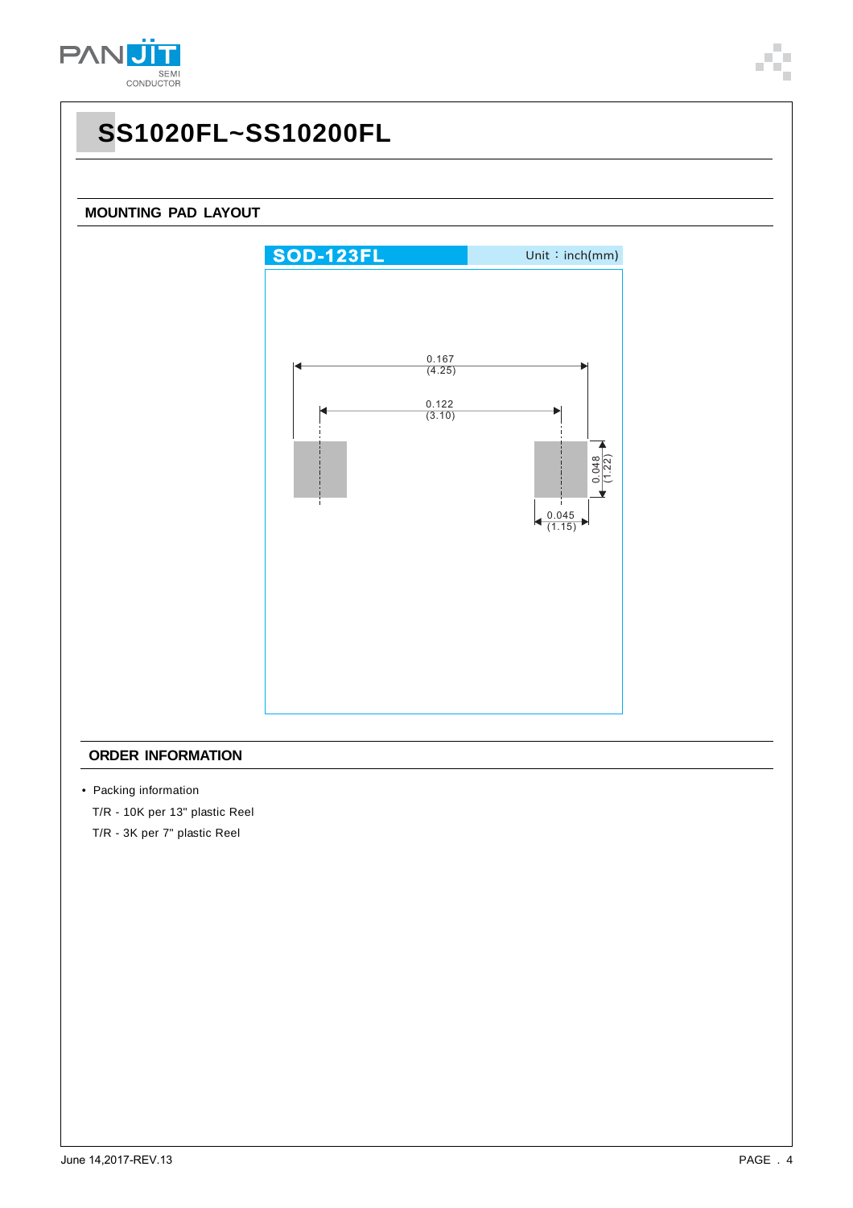# SS1020FL~SS10200FL

## MOUNTING PAD LAYOUT

SOD-123FL

Unit：inch(mm)

0.167 (4.25)

0.122 (3.10)

0.048 (1.22)

0.045 (1.15)

## ORDER INFORMATION

- Packing information

  T/R - 10K per 13" plastic Reel

  T/R - 3K per 7" plastic Reel

June 14,2017-REV.13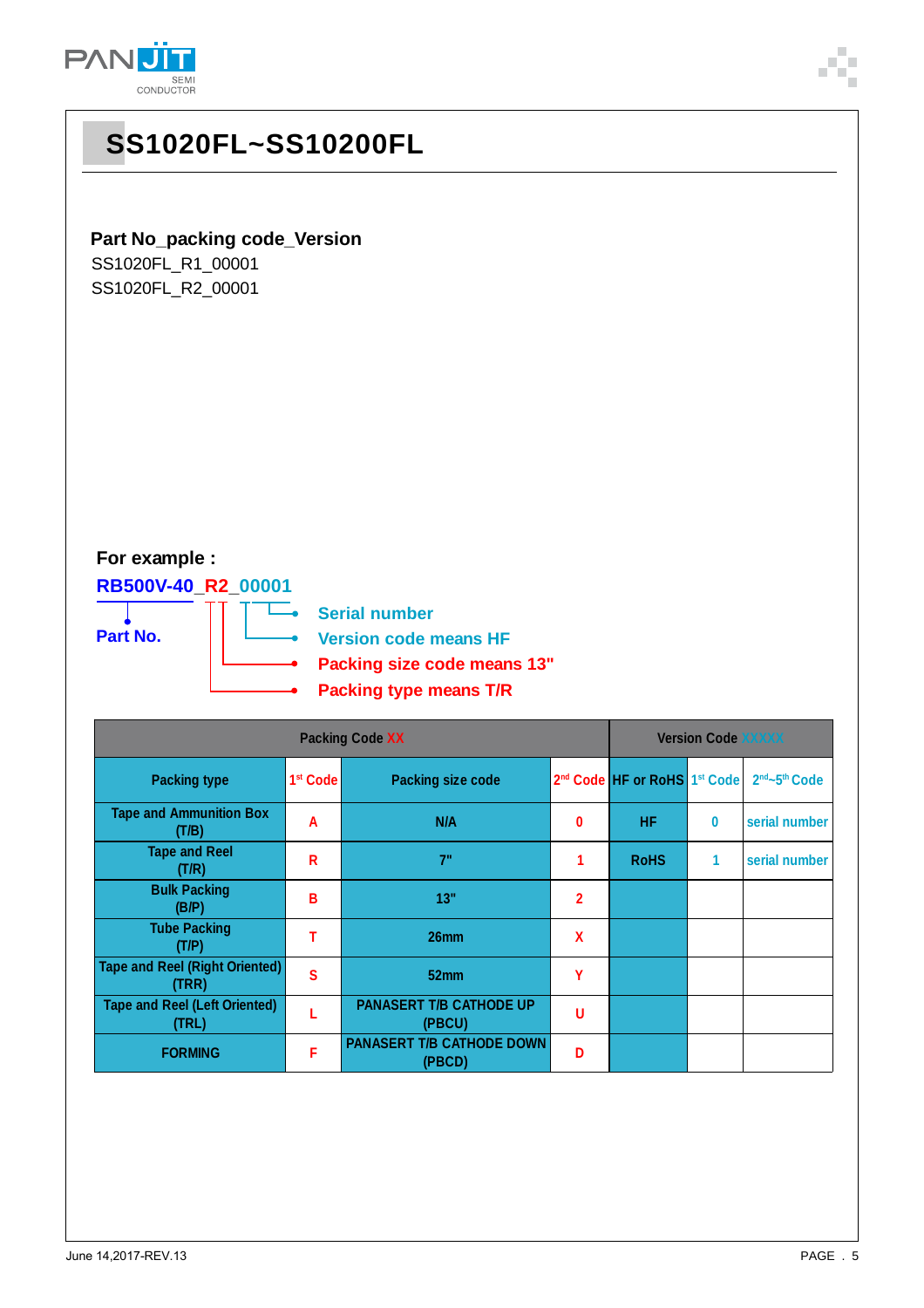# SS1020FL~SS10200FL

**Part No_packing code_Version**

SS1020FL_R1_00001

SS1020FL_R2_00001

**For example :**

**RB500V-40_R2_00001**

- **Part No.**
- **Serial number**
- **Version code means HF**
- **Packing size code means 13"**
- **Packing type means T/R**

| Packing Code XX | | | | Version Code XXXXX | | |
|---|---|---|---|---|---|---|
| Packing type | 1st Code | Packing size code | 2nd Code | HF or RoHS | 1st Code | 2nd~5th Code |
| Tape and Ammunition Box (T/B) | A | N/A | 0 | HF | 0 | serial number |
| Tape and Reel (T/R) | R | 7" | 1 | RoHS | 1 | serial number |
| Bulk Packing (B/P) | B | 13" | 2 | | | |
| Tube Packing (T/P) | T | 26mm | X | | | |
| Tape and Reel (Right Oriented) (TRR) | S | 52mm | Y | | | |
| Tape and Reel (Left Oriented) (TRL) | L | PANASERT T/B CATHODE UP (PBCU) | U | | | |
| FORMING | F | PANASERT T/B CATHODE DOWN (PBCD) | D | | | |

June 14,2017-REV.13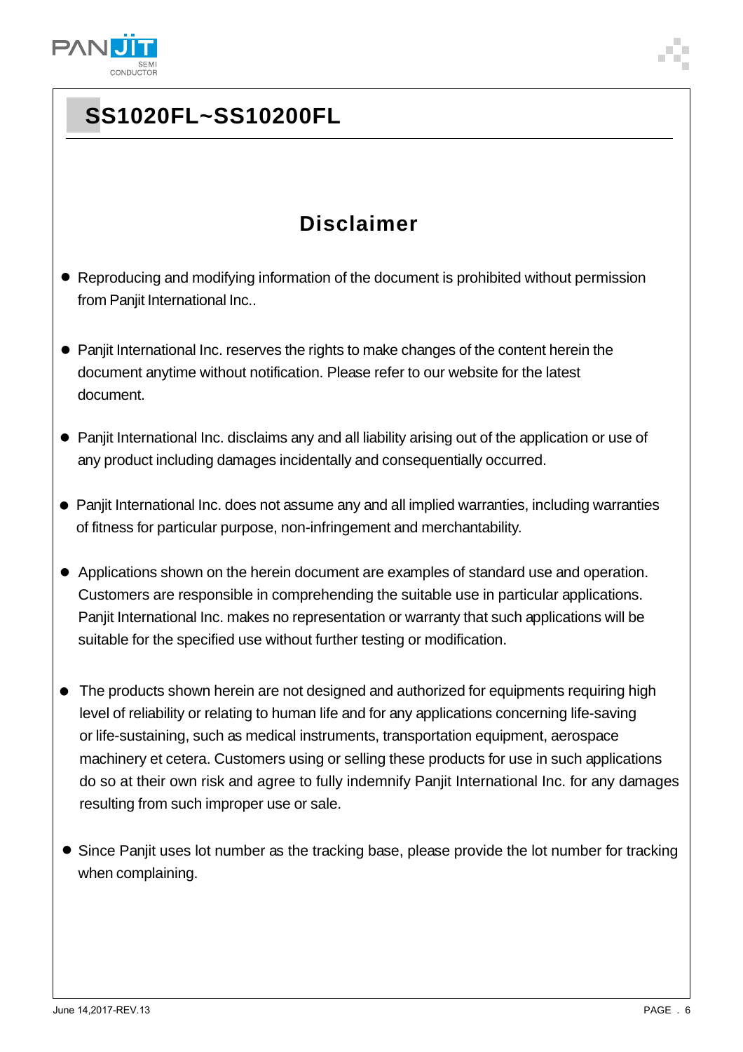# SS1020FL~SS10200FL

## Disclaimer

- Reproducing and modifying information of the document is prohibited without permission from Panjit International Inc..
- Panjit International Inc. reserves the rights to make changes of the content herein the document anytime without notification. Please refer to our website for the latest document.
- Panjit International Inc. disclaims any and all liability arising out of the application or use of any product including damages incidentally and consequentially occurred.
- Panjit International Inc. does not assume any and all implied warranties, including warranties of fitness for particular purpose, non-infringement and merchantability.
- Applications shown on the herein document are examples of standard use and operation. Customers are responsible in comprehending the suitable use in particular applications. Panjit International Inc. makes no representation or warranty that such applications will be suitable for the specified use without further testing or modification.
- The products shown herein are not designed and authorized for equipments requiring high level of reliability or relating to human life and for any applications concerning life-saving or life-sustaining, such as medical instruments, transportation equipment, aerospace machinery et cetera. Customers using or selling these products for use in such applications do so at their own risk and agree to fully indemnify Panjit International Inc. for any damages resulting from such improper use or sale.
- Since Panjit uses lot number as the tracking base, please provide the lot number for tracking when complaining.

June 14,2017-REV.13